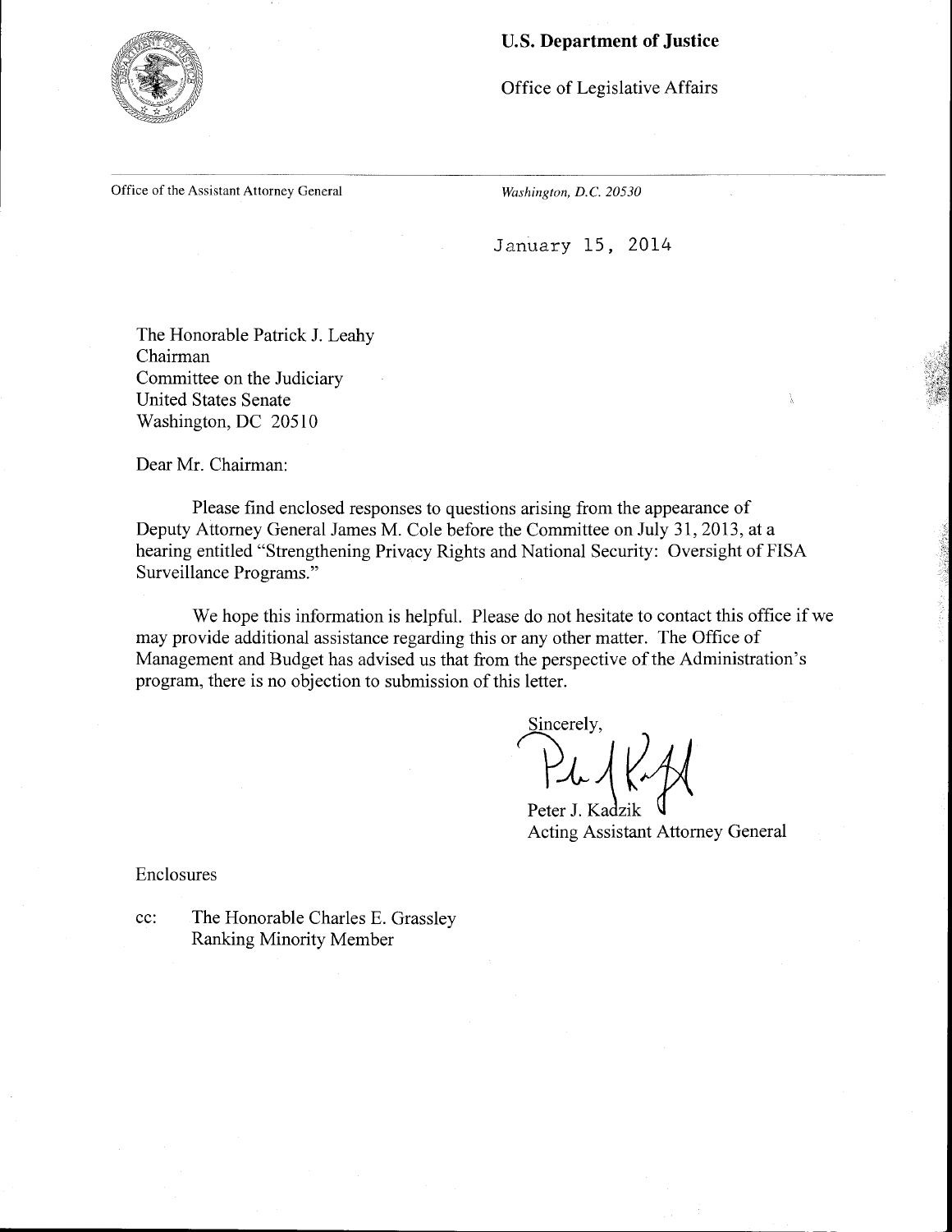**U.S. Department of Justice**

Office of Legislative Affairs

Office of the Assistant Attorney General

*Washington, D.C. 20530*

January 15, 2014

The Honorable Patrick J. Leahy
Chairman
Committee on the Judiciary
United States Senate
Washington, DC 20510

Dear Mr. Chairman:

Please find enclosed responses to questions arising from the appearance of Deputy Attorney General James M. Cole before the Committee on July 31, 2013, at a hearing entitled "Strengthening Privacy Rights and National Security: Oversight of FISA Surveillance Programs."

We hope this information is helpful. Please do not hesitate to contact this office if we may provide additional assistance regarding this or any other matter. The Office of Management and Budget has advised us that from the perspective of the Administration's program, there is no objection to submission of this letter.

Sincerely,

Peter J. Kadzik
Acting Assistant Attorney General

Enclosures

cc: The Honorable Charles E. Grassley
Ranking Minority Member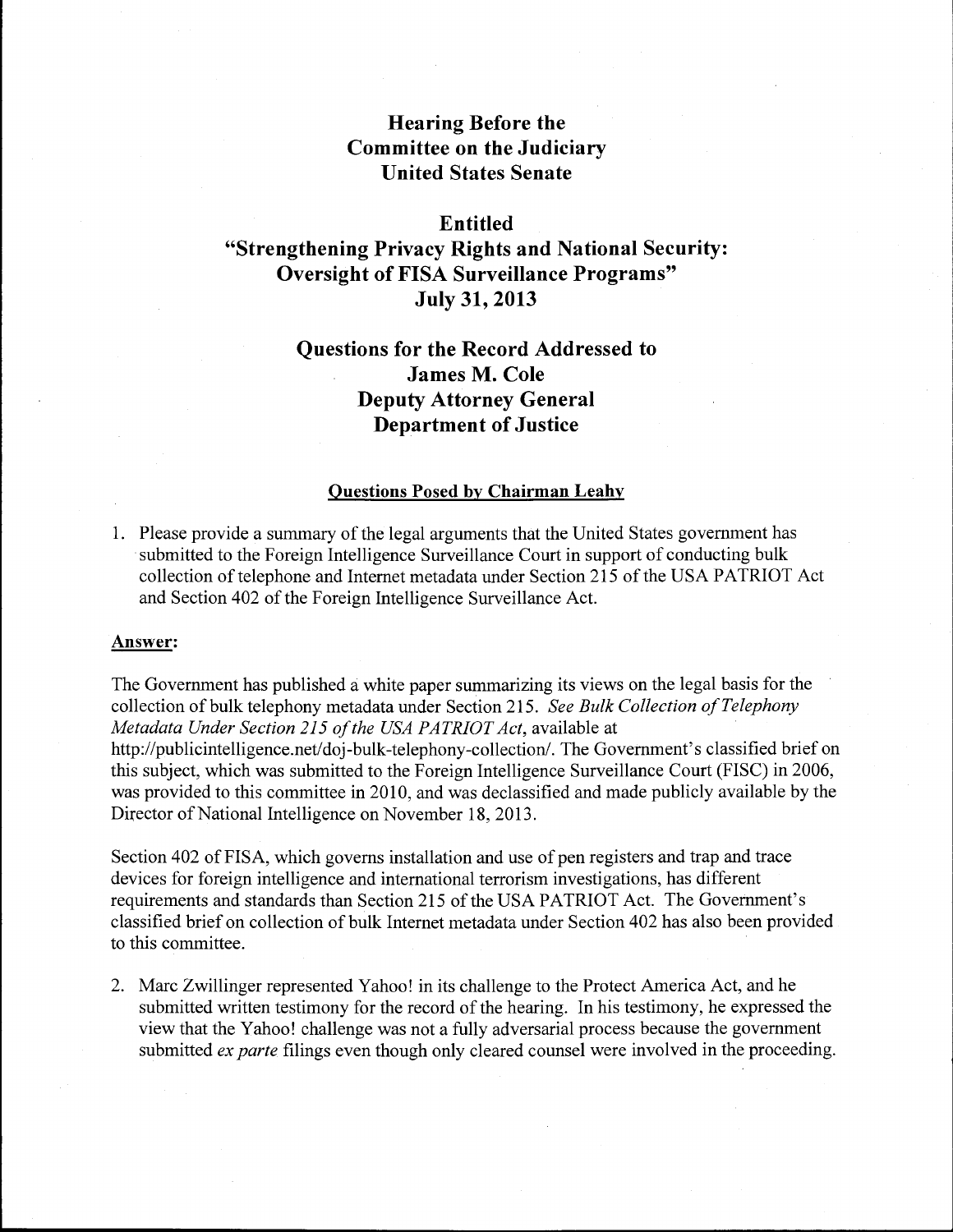# Hearing Before the Committee on the Judiciary United States Senate

## Entitled "Strengthening Privacy Rights and National Security: Oversight of FISA Surveillance Programs" July 31, 2013

## Questions for the Record Addressed to James M. Cole Deputy Attorney General Department of Justice

### Questions Posed by Chairman Leahy

1. Please provide a summary of the legal arguments that the United States government has submitted to the Foreign Intelligence Surveillance Court in support of conducting bulk collection of telephone and Internet metadata under Section 215 of the USA PATRIOT Act and Section 402 of the Foreign Intelligence Surveillance Act.

**Answer:**

The Government has published a white paper summarizing its views on the legal basis for the collection of bulk telephony metadata under Section 215. *See Bulk Collection of Telephony Metadata Under Section 215 of the USA PATRIOT Act*, available at http://publicintelligence.net/doj-bulk-telephony-collection/. The Government's classified brief on this subject, which was submitted to the Foreign Intelligence Surveillance Court (FISC) in 2006, was provided to this committee in 2010, and was declassified and made publicly available by the Director of National Intelligence on November 18, 2013.

Section 402 of FISA, which governs installation and use of pen registers and trap and trace devices for foreign intelligence and international terrorism investigations, has different requirements and standards than Section 215 of the USA PATRIOT Act. The Government's classified brief on collection of bulk Internet metadata under Section 402 has also been provided to this committee.

2. Marc Zwillinger represented Yahoo! in its challenge to the Protect America Act, and he submitted written testimony for the record of the hearing. In his testimony, he expressed the view that the Yahoo! challenge was not a fully adversarial process because the government submitted *ex parte* filings even though only cleared counsel were involved in the proceeding.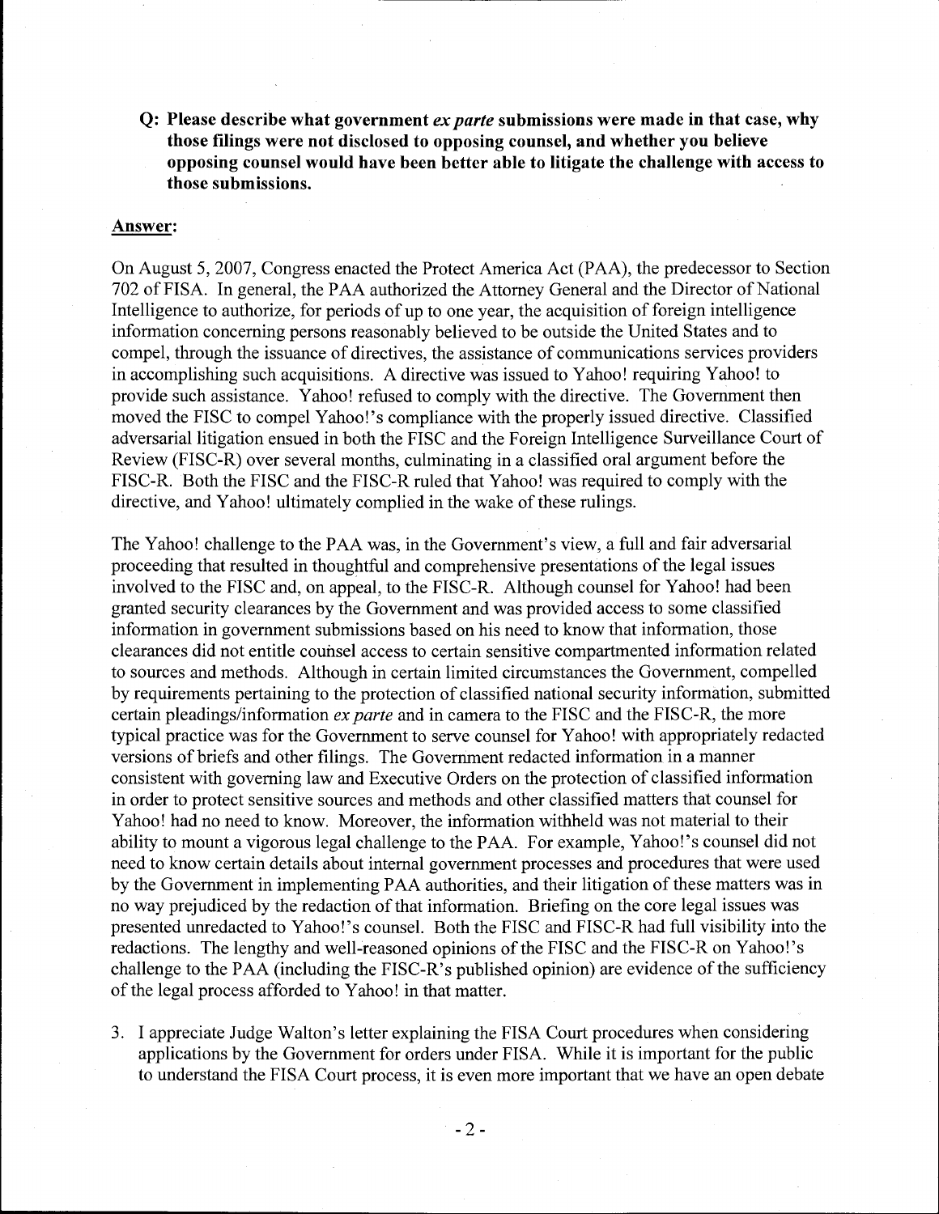**Q: Please describe what government *ex parte* submissions were made in that case, why those filings were not disclosed to opposing counsel, and whether you believe opposing counsel would have been better able to litigate the challenge with access to those submissions.**

**Answer:**

On August 5, 2007, Congress enacted the Protect America Act (PAA), the predecessor to Section 702 of FISA. In general, the PAA authorized the Attorney General and the Director of National Intelligence to authorize, for periods of up to one year, the acquisition of foreign intelligence information concerning persons reasonably believed to be outside the United States and to compel, through the issuance of directives, the assistance of communications services providers in accomplishing such acquisitions. A directive was issued to Yahoo! requiring Yahoo! to provide such assistance. Yahoo! refused to comply with the directive. The Government then moved the FISC to compel Yahoo!'s compliance with the properly issued directive. Classified adversarial litigation ensued in both the FISC and the Foreign Intelligence Surveillance Court of Review (FISC-R) over several months, culminating in a classified oral argument before the FISC-R. Both the FISC and the FISC-R ruled that Yahoo! was required to comply with the directive, and Yahoo! ultimately complied in the wake of these rulings.

The Yahoo! challenge to the PAA was, in the Government's view, a full and fair adversarial proceeding that resulted in thoughtful and comprehensive presentations of the legal issues involved to the FISC and, on appeal, to the FISC-R. Although counsel for Yahoo! had been granted security clearances by the Government and was provided access to some classified information in government submissions based on his need to know that information, those clearances did not entitle counsel access to certain sensitive compartmented information related to sources and methods. Although in certain limited circumstances the Government, compelled by requirements pertaining to the protection of classified national security information, submitted certain pleadings/information *ex parte* and in camera to the FISC and the FISC-R, the more typical practice was for the Government to serve counsel for Yahoo! with appropriately redacted versions of briefs and other filings. The Government redacted information in a manner consistent with governing law and Executive Orders on the protection of classified information in order to protect sensitive sources and methods and other classified matters that counsel for Yahoo! had no need to know. Moreover, the information withheld was not material to their ability to mount a vigorous legal challenge to the PAA. For example, Yahoo!'s counsel did not need to know certain details about internal government processes and procedures that were used by the Government in implementing PAA authorities, and their litigation of these matters was in no way prejudiced by the redaction of that information. Briefing on the core legal issues was presented unredacted to Yahoo!'s counsel. Both the FISC and FISC-R had full visibility into the redactions. The lengthy and well-reasoned opinions of the FISC and the FISC-R on Yahoo!'s challenge to the PAA (including the FISC-R's published opinion) are evidence of the sufficiency of the legal process afforded to Yahoo! in that matter.

3. I appreciate Judge Walton's letter explaining the FISA Court procedures when considering applications by the Government for orders under FISA. While it is important for the public to understand the FISA Court process, it is even more important that we have an open debate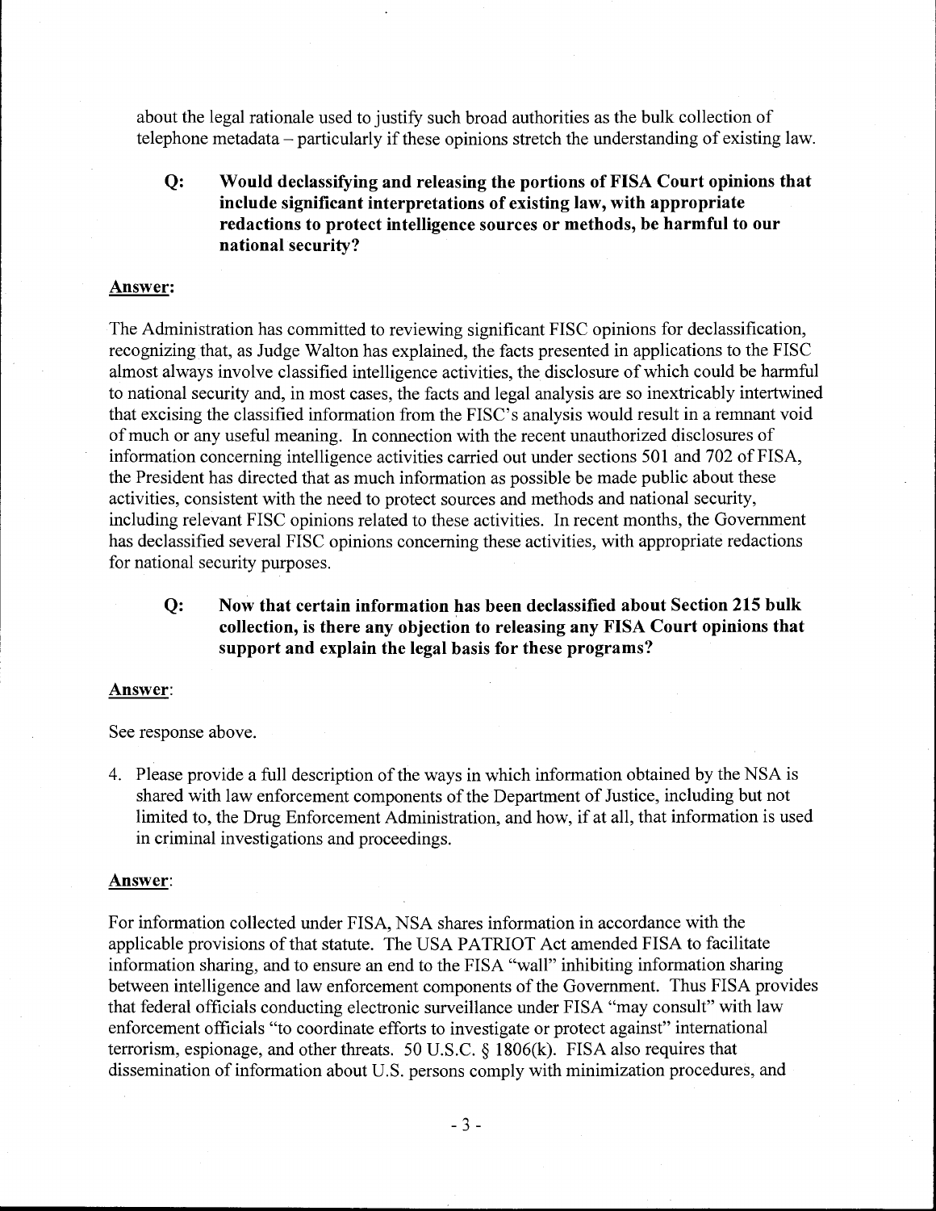about the legal rationale used to justify such broad authorities as the bulk collection of telephone metadata – particularly if these opinions stretch the understanding of existing law.

> **Q: Would declassifying and releasing the portions of FISA Court opinions that include significant interpretations of existing law, with appropriate redactions to protect intelligence sources or methods, be harmful to our national security?**

**Answer:**

The Administration has committed to reviewing significant FISC opinions for declassification, recognizing that, as Judge Walton has explained, the facts presented in applications to the FISC almost always involve classified intelligence activities, the disclosure of which could be harmful to national security and, in most cases, the facts and legal analysis are so inextricably intertwined that excising the classified information from the FISC's analysis would result in a remnant void of much or any useful meaning. In connection with the recent unauthorized disclosures of information concerning intelligence activities carried out under sections 501 and 702 of FISA, the President has directed that as much information as possible be made public about these activities, consistent with the need to protect sources and methods and national security, including relevant FISC opinions related to these activities. In recent months, the Government has declassified several FISC opinions concerning these activities, with appropriate redactions for national security purposes.

> **Q: Now that certain information has been declassified about Section 215 bulk collection, is there any objection to releasing any FISA Court opinions that support and explain the legal basis for these programs?**

**Answer:**

See response above.

4. Please provide a full description of the ways in which information obtained by the NSA is shared with law enforcement components of the Department of Justice, including but not limited to, the Drug Enforcement Administration, and how, if at all, that information is used in criminal investigations and proceedings.

**Answer:**

For information collected under FISA, NSA shares information in accordance with the applicable provisions of that statute. The USA PATRIOT Act amended FISA to facilitate information sharing, and to ensure an end to the FISA "wall" inhibiting information sharing between intelligence and law enforcement components of the Government. Thus FISA provides that federal officials conducting electronic surveillance under FISA "may consult" with law enforcement officials "to coordinate efforts to investigate or protect against" international terrorism, espionage, and other threats. 50 U.S.C. § 1806(k). FISA also requires that dissemination of information about U.S. persons comply with minimization procedures, and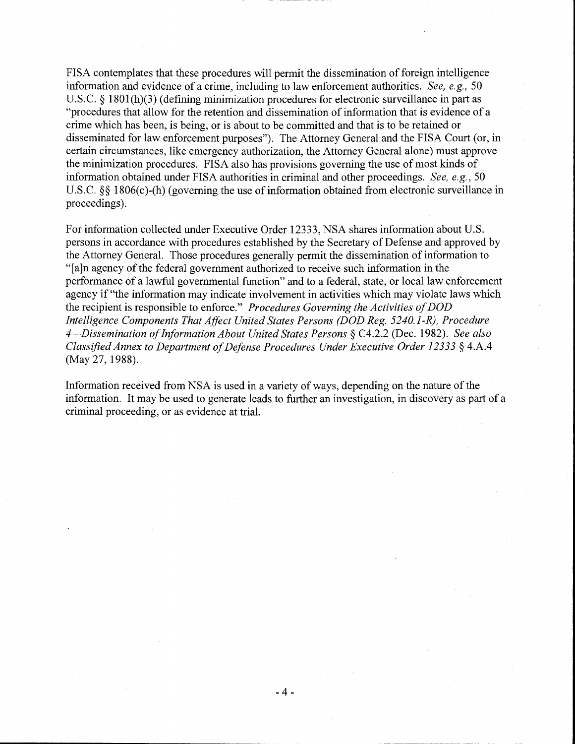FISA contemplates that these procedures will permit the dissemination of foreign intelligence information and evidence of a crime, including to law enforcement authorities. *See, e.g.*, 50 U.S.C. § 1801(h)(3) (defining minimization procedures for electronic surveillance in part as "procedures that allow for the retention and dissemination of information that is evidence of a crime which has been, is being, or is about to be committed and that is to be retained or disseminated for law enforcement purposes"). The Attorney General and the FISA Court (or, in certain circumstances, like emergency authorization, the Attorney General alone) must approve the minimization procedures. FISA also has provisions governing the use of most kinds of information obtained under FISA authorities in criminal and other proceedings. *See, e.g.*, 50 U.S.C. §§ 1806(c)-(h) (governing the use of information obtained from electronic surveillance in proceedings).

For information collected under Executive Order 12333, NSA shares information about U.S. persons in accordance with procedures established by the Secretary of Defense and approved by the Attorney General. Those procedures generally permit the dissemination of information to "[a]n agency of the federal government authorized to receive such information in the performance of a lawful governmental function" and to a federal, state, or local law enforcement agency if "the information may indicate involvement in activities which may violate laws which the recipient is responsible to enforce." *Procedures Governing the Activities of DOD Intelligence Components That Affect United States Persons (DOD Reg. 5240.1-R), Procedure 4—Dissemination of Information About United States Persons* § C4.2.2 (Dec. 1982). *See also Classified Annex to Department of Defense Procedures Under Executive Order 12333* § 4.A.4 (May 27, 1988).

Information received from NSA is used in a variety of ways, depending on the nature of the information. It may be used to generate leads to further an investigation, in discovery as part of a criminal proceeding, or as evidence at trial.